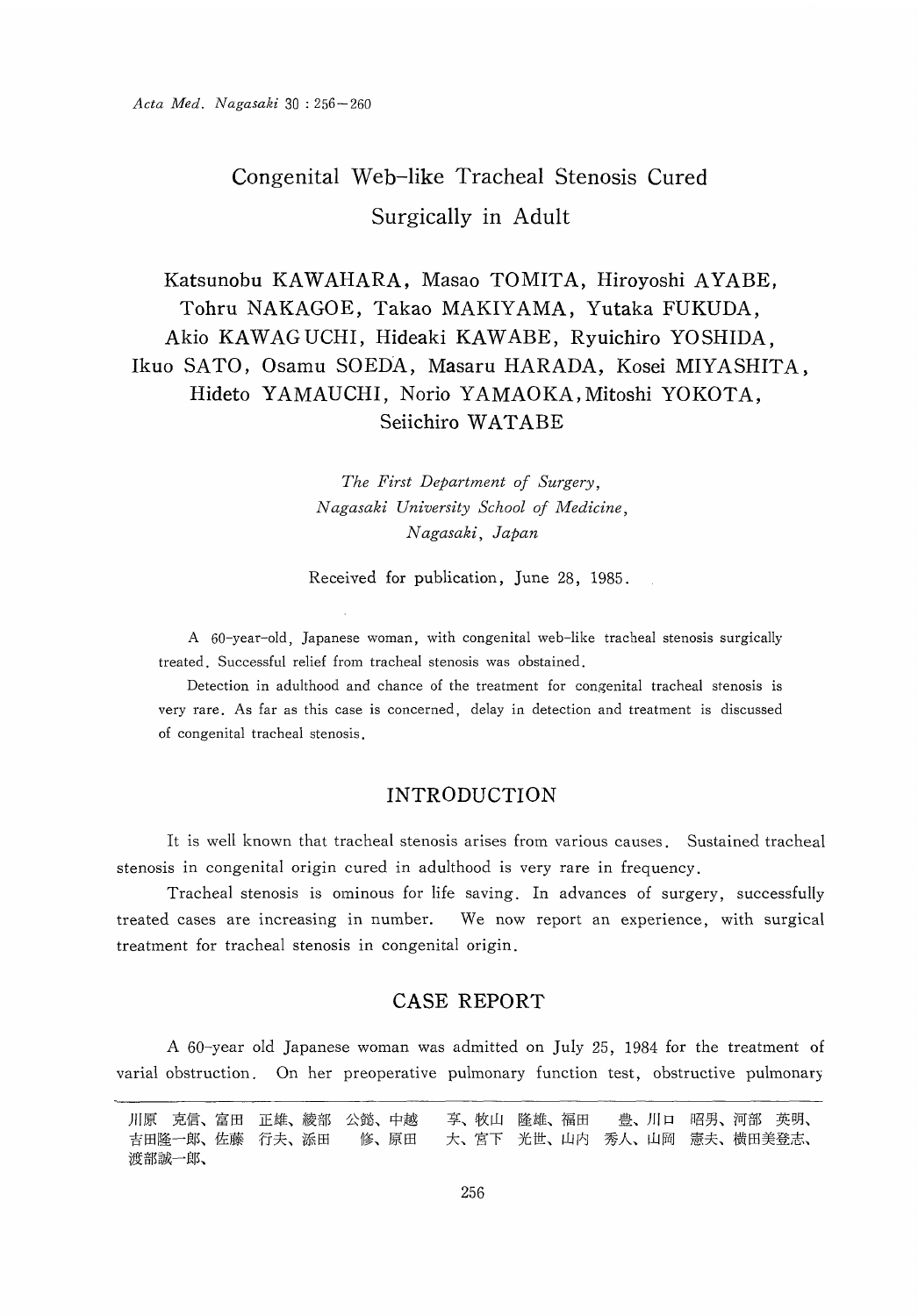# Congenital Web-like Tracheal Stenosis Cured Surgically in Adult

Katsunobu KAWAHARA, Masao TOMITA, Hiroyoshi AYABE, Tohru NAKAGOE, Takao MAKIYAMA, Yutaka FUKUDA, Akio KAWAGUCHI, Hideaki KAWABE, Ryuichiro YOSHIDA, Ikuo SATO, Osamu SOEDA, Masaru HARADA, Kosei MIYASHITA, Hideto YAMAUCHI, Norio YAMAOKA, Mitoshi YOKOTA, Seiichiro WATABE

*The First Department of Surgery, Nagasaki University School of Medicine, Nagasaki, Japan*

Received for publication, June 28, 1985.

A 60-year-old, Japanese woman, with congenital web-like tracheal stenosis surgically treated. Successful relief from tracheal stenosis was obstained.

Detection in adulthood and chance of the treatment for congenital tracheal stenosis is very rare. As far as this case is concerned, delay in detection and treatment is discussed of congenital tracheal stenosis.

## INTRODUCTION

It is well known that tracheal stenosis arises from various causes. Sustained tracheal stenosis in congenital origin cured in adulthood is very rare in frequency.

Tracheal stenosis is ominous for life saving. In advances of surgery, successfully treated cases are increasing in number. We now report an experience, with surgical treatment for tracheal stenosis in congenital origin.

## CASE REPORT

A 60-year old Japanese woman was admitted on July 25, 1984 for the treatment of varial obstruction. On her preoperative pulmonary function test, obstructive pulmonary

川原 克信、富田 正雄、綾部 公懿、中越 享、牧山 隆雄、福田 豊、川口 昭男、河部 英明、吉田隆一郎、佐藤 行夫、添田 修、原田 大、宮下 光世、山内 秀人、山岡 憲夫、横田美登志、渡部誠一郎、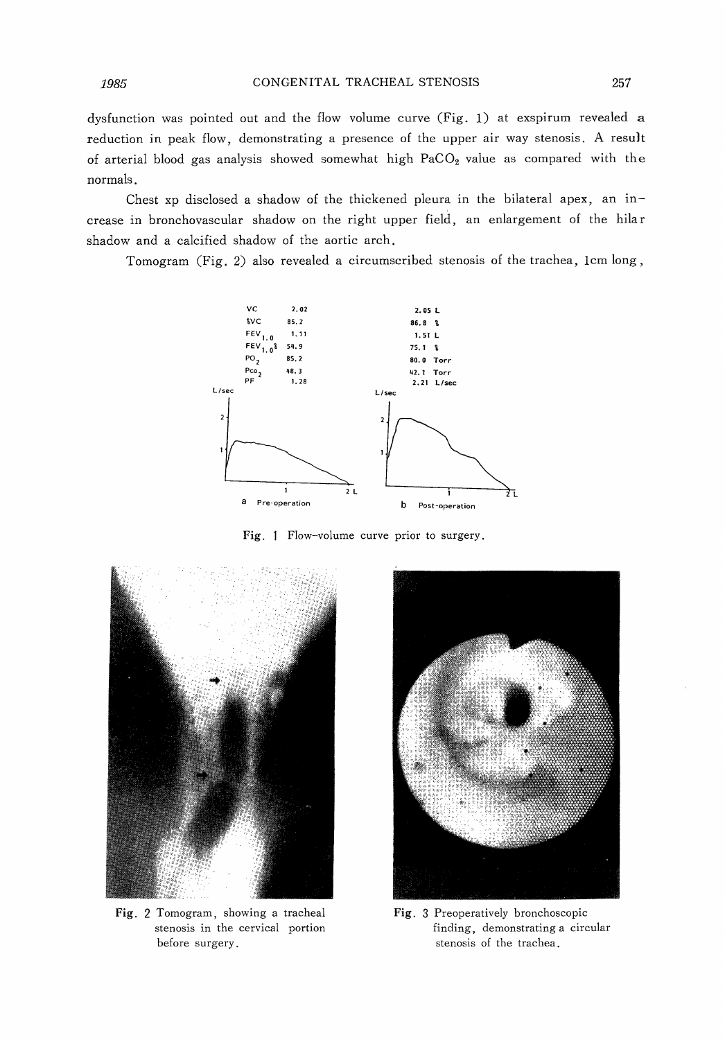dysfunction was pointed out and the flow volume curve (Fig. 1) at exspirum revealed a reduction in peak flow, demonstrating a presence of the upper air way stenosis. A result of arterial blood gas analysis showed somewhat high $PaCO_2$ value as compared with the normals.

Chest xp disclosed a shadow of the thickened pleura in the bilateral apex, an increase in bronchovascular shadow on the right upper field, an enlargement of the hilar shadow and a calcified shadow of the aortic arch.

Tomogram (Fig. 2) also revealed a circumscribed stenosis of the trachea, 1cm long,

| | a Pre-operation | b Post-operation |
|---|---|---|
| VC | 2.02 | 2.05 L |
| %VC | 85.2 | 86.8 % |
| $FEV_{1.0}$ | 1.11 | 1.51 L |
| $FEV_{1.0}\%$ | 54.9 | 75.1 % |
| $PO_2$ | 85.2 | 80.0 Torr |
| $PCO_2$ | 48.3 | 42.1 Torr |
| PF | 1.28 | 2.21 L/sec |

**Fig. 1** Flow-volume curve prior to surgery.

**Fig. 2** Tomogram, showing a tracheal stenosis in the cervical portion before surgery.

**Fig. 3** Preoperatively bronchoscopic finding, demonstrating a circular stenosis of the trachea.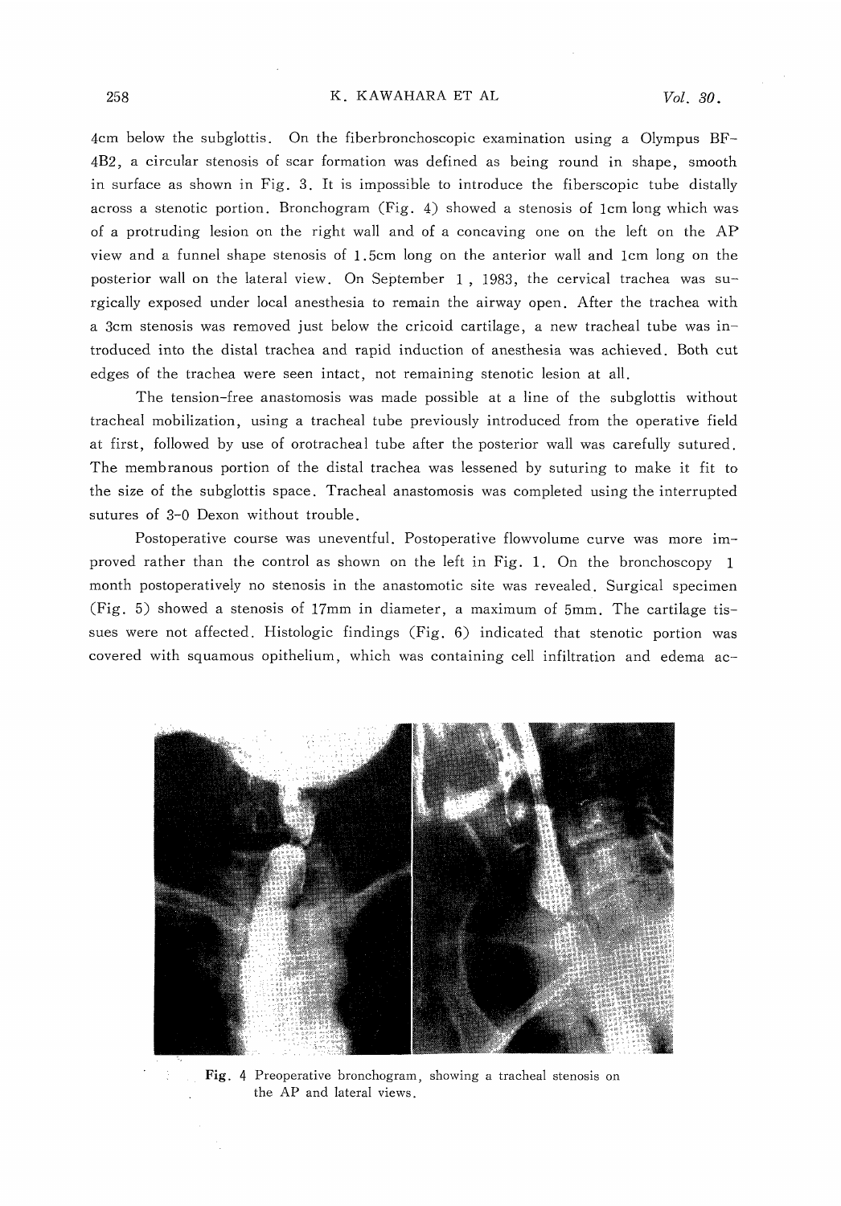4cm below the subglottis. On the fiberbronchoscopic examination using a Olympus BF-4B2, a circular stenosis of scar formation was defined as being round in shape, smooth in surface as shown in Fig. 3. It is impossible to introduce the fiberscopic tube distally across a stenotic portion. Bronchogram (Fig. 4) showed a stenosis of 1cm long which was of a protruding lesion on the right wall and of a concaving one on the left on the AP view and a funnel shape stenosis of 1.5cm long on the anterior wall and 1cm long on the posterior wall on the lateral view. On September 1, 1983, the cervical trachea was surgically exposed under local anesthesia to remain the airway open. After the trachea with a 3cm stenosis was removed just below the cricoid cartilage, a new tracheal tube was introduced into the distal trachea and rapid induction of anesthesia was achieved. Both cut edges of the trachea were seen intact, not remaining stenotic lesion at all.

The tension-free anastomosis was made possible at a line of the subglottis without tracheal mobilization, using a tracheal tube previously introduced from the operative field at first, followed by use of orotracheal tube after the posterior wall was carefully sutured. The membranous portion of the distal trachea was lessened by suturing to make it fit to the size of the subglottis space. Tracheal anastomosis was completed using the interrupted sutures of 3-0 Dexon without trouble.

Postoperative course was uneventful. Postoperative flowvolume curve was more improved rather than the control as shown on the left in Fig. 1. On the bronchoscopy 1 month postoperatively no stenosis in the anastomotic site was revealed. Surgical specimen (Fig. 5) showed a stenosis of 17mm in diameter, a maximum of 5mm. The cartilage tissues were not affected. Histologic findings (Fig. 6) indicated that stenotic portion was covered with squamous opithelium, which was containing cell infiltration and edema ac-

**Fig. 4** Preoperative bronchogram, showing a tracheal stenosis on the AP and lateral views.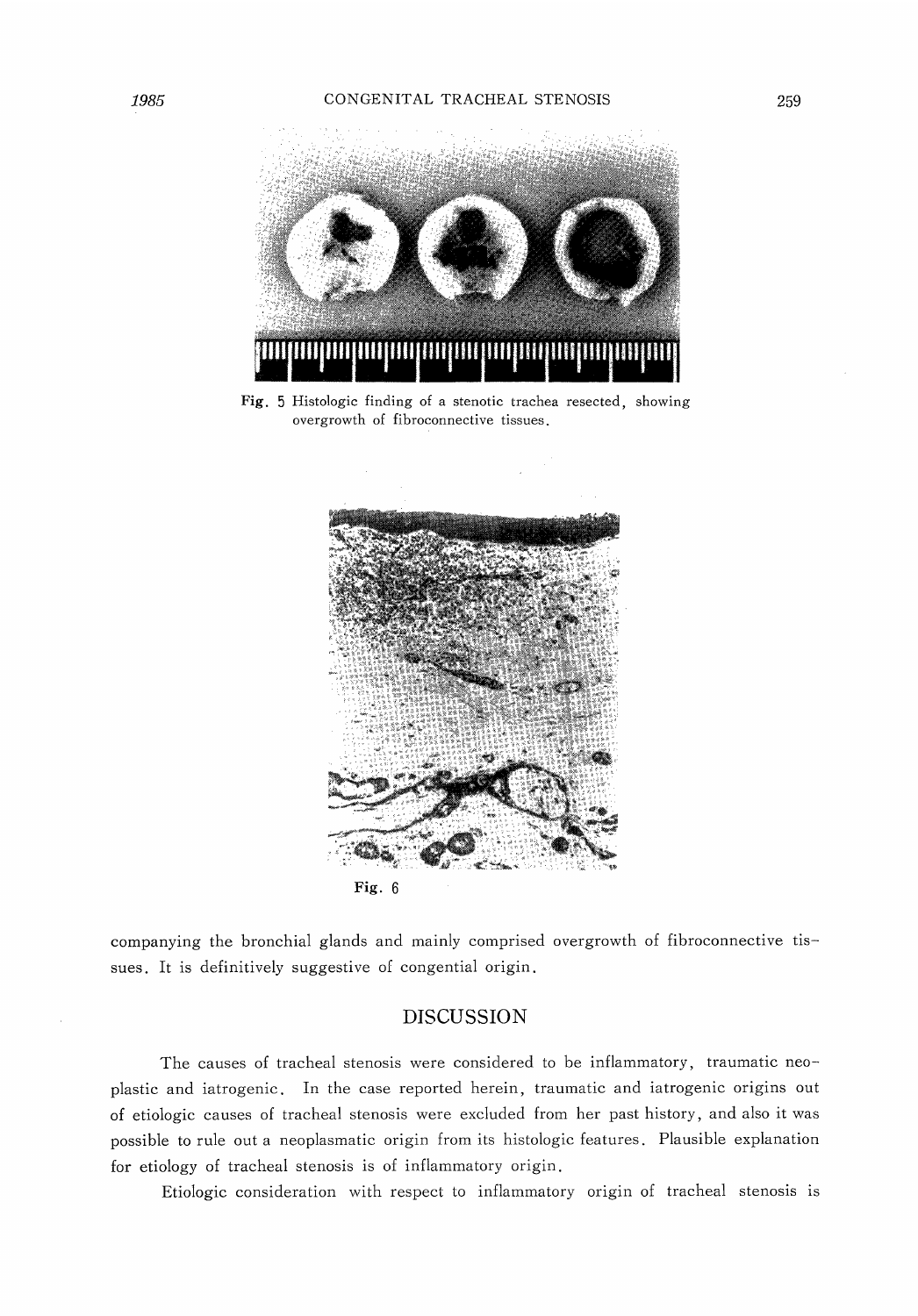Fig. 5 Histologic finding of a stenotic trachea resected, showing overgrowth of fibroconnective tissues.

Fig. 6

companying the bronchial glands and mainly comprised overgrowth of fibroconnective tissues. It is definitively suggestive of congential origin.

## DISCUSSION

The causes of tracheal stenosis were considered to be inflammatory, traumatic neoplastic and iatrogenic. In the case reported herein, traumatic and iatrogenic origins out of etiologic causes of tracheal stenosis were excluded from her past history, and also it was possible to rule out a neoplasmatic origin from its histologic features. Plausible explanation for etiology of tracheal stenosis is of inflammatory origin.

Etiologic consideration with respect to inflammatory origin of tracheal stenosis is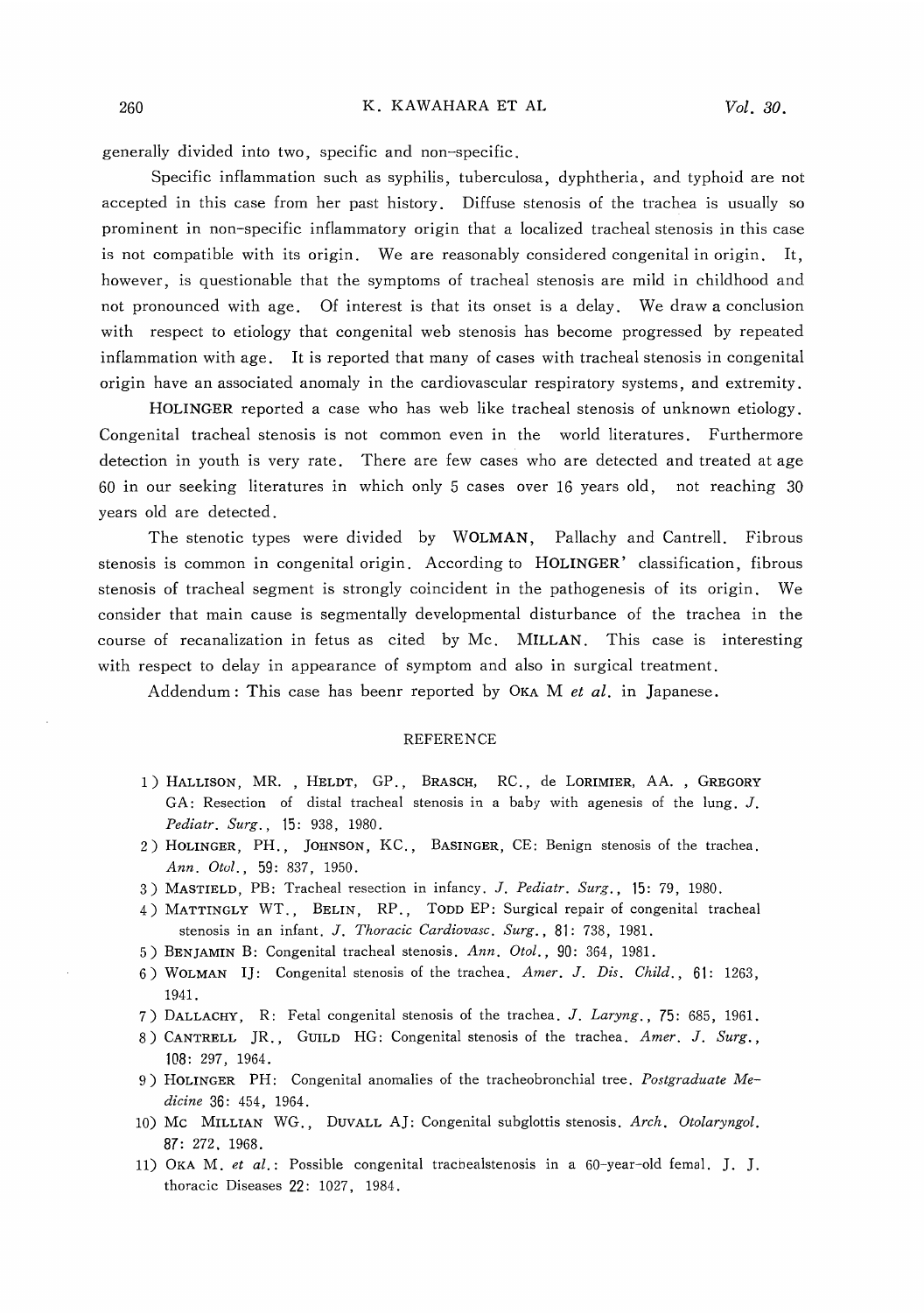generally divided into two, specific and non-specific.

Specific inflammation such as syphilis, tuberculosa, dyphtheria, and typhoid are not accepted in this case from her past history. Diffuse stenosis of the trachea is usually so prominent in non-specific inflammatory origin that a localized tracheal stenosis in this case is not compatible with its origin. We are reasonably considered congenital in origin. It, however, is questionable that the symptoms of tracheal stenosis are mild in childhood and not pronounced with age. Of interest is that its onset is a delay. We draw a conclusion with respect to etiology that congenital web stenosis has become progressed by repeated inflammation with age. It is reported that many of cases with tracheal stenosis in congenital origin have an associated anomaly in the cardiovascular respiratory systems, and extremity.

HOLINGER reported a case who has web like tracheal stenosis of unknown etiology. Congenital tracheal stenosis is not common even in the world literatures. Furthermore detection in youth is very rate. There are few cases who are detected and treated at age 60 in our seeking literatures in which only 5 cases over 16 years old, not reaching 30 years old are detected.

The stenotic types were divided by WOLMAN, Pallachy and Cantrell. Fibrous stenosis is common in congenital origin. According to HOLINGER' classification, fibrous stenosis of tracheal segment is strongly coincident in the pathogenesis of its origin. We consider that main cause is segmentally developmental disturbance of the trachea in the course of recanalization in fetus as cited by Mc. MILLAN. This case is interesting with respect to delay in appearance of symptom and also in surgical treatment.

Addendum: This case has beenr reported by OKA M *et al.* in Japanese.

## REFERENCE

1) HALLISON, MR., HELDT, GP., BRASCH, RC., de LORIMIER, AA., GREGORY GA: Resection of distal tracheal stenosis in a baby with agenesis of the lung. *J. Pediatr. Surg.*, 15: 938, 1980.
2) HOLINGER, PH., JOHNSON, KC., BASINGER, CE: Benign stenosis of the trachea. *Ann. Otol.*, 59: 837, 1950.
3) MASTIELD, PB: Tracheal resection in infancy. *J. Pediatr. Surg.*, 15: 79, 1980.
4) MATTINGLY WT., BELIN, RP., TODD EP: Surgical repair of congenital tracheal stenosis in an infant. *J. Thoracic Cardiovasc. Surg.*, 81: 738, 1981.
5) BENJAMIN B: Congenital tracheal stenosis. *Ann. Otol.*, 90: 364, 1981.
6) WOLMAN IJ: Congenital stenosis of the trachea. *Amer. J. Dis. Child.*, 61: 1263, 1941.
7) DALLACHY, R: Fetal congenital stenosis of the trachea. *J. Laryng.*, 75: 685, 1961.
8) CANTRELL JR., GUILD HG: Congenital stenosis of the trachea. *Amer. J. Surg.*, 108: 297, 1964.
9) HOLINGER PH: Congenital anomalies of the tracheobronchial tree. *Postgraduate Medicine* 36: 454, 1964.
10) Mc MILLIAN WG., DUVALL AJ: Congenital subglottis stenosis. *Arch. Otolaryngol.* 87: 272, 1968.
11) OKA M. *et al.*: Possible congenital trachealstenosis in a 60-year-old femal. J. J. thoracic Diseases 22: 1027, 1984.